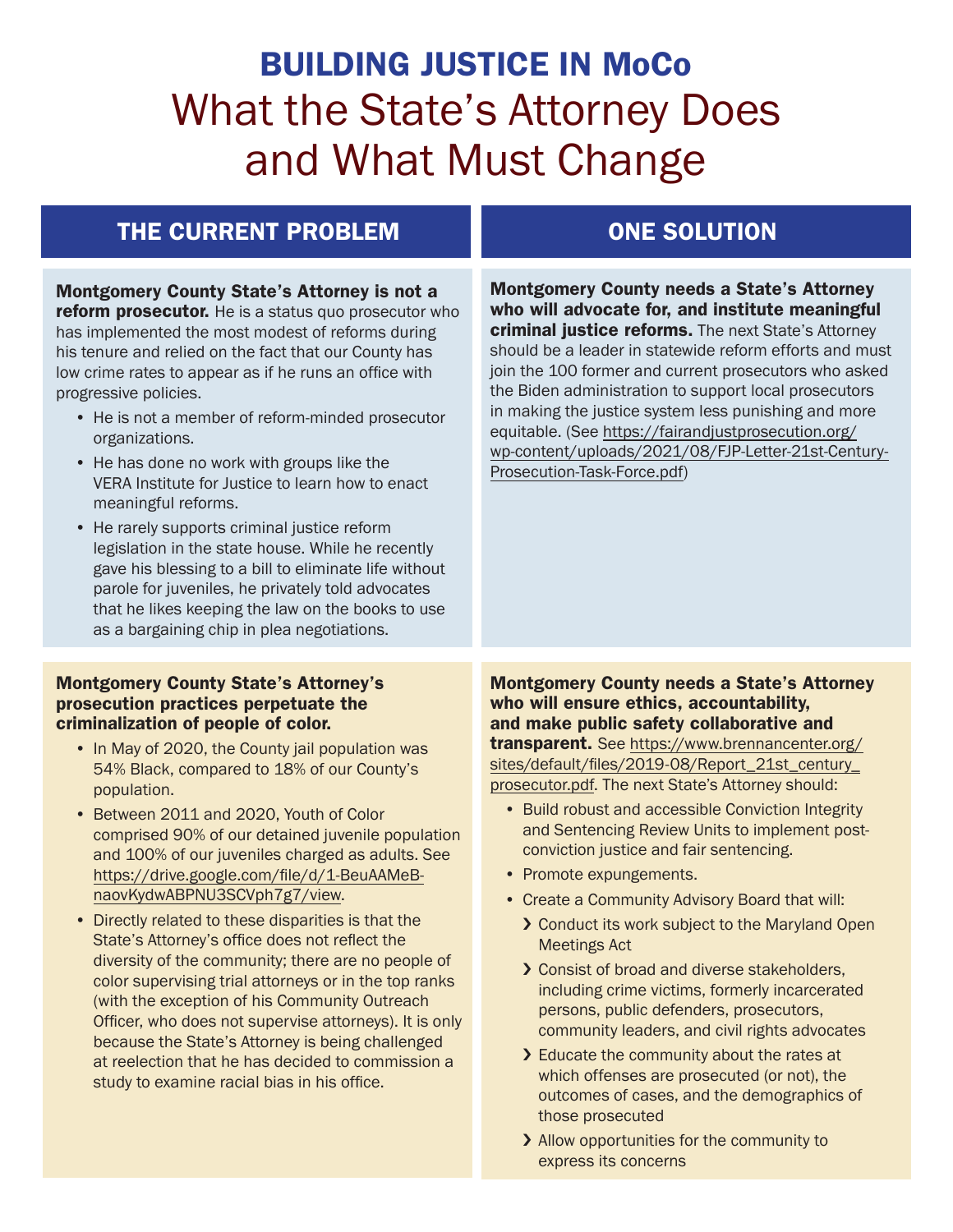# BUILDING JUSTICE IN MoCo

# What the State's Attorney Does and What Must Change

## THE CURRENT PROBLEM

**Montgomery County State's Attorney is not a reform prosecutor.** He is a status quo prosecutor who has implemented the most modest of reforms during his tenure and relied on the fact that our County has low crime rates to appear as if he runs an office with progressive policies.

- He is not a member of reform-minded prosecutor organizations.
- He has done no work with groups like the VERA Institute for Justice to learn how to enact meaningful reforms.
- He rarely supports criminal justice reform legislation in the state house. While he recently gave his blessing to a bill to eliminate life without parole for juveniles, he privately told advocates that he likes keeping the law on the books to use as a bargaining chip in plea negotiations.

**Montgomery County State's Attorney's prosecution practices perpetuate the criminalization of people of color.**

- In May of 2020, the County jail population was 54% Black, compared to 18% of our County's population.
- Between 2011 and 2020, Youth of Color comprised 90% of our detained juvenile population and 100% of our juveniles charged as adults. See https://drive.google.com/file/d/1-BeuAAMeB-naovKydwABPNU3SCVph7g7/view.
- Directly related to these disparities is that the State's Attorney's office does not reflect the diversity of the community; there are no people of color supervising trial attorneys or in the top ranks (with the exception of his Community Outreach Officer, who does not supervise attorneys). It is only because the State's Attorney is being challenged at reelection that he has decided to commission a study to examine racial bias in his office.

## ONE SOLUTION

**Montgomery County needs a State's Attorney who will advocate for, and institute meaningful criminal justice reforms.** The next State's Attorney should be a leader in statewide reform efforts and must join the 100 former and current prosecutors who asked the Biden administration to support local prosecutors in making the justice system less punishing and more equitable. (See https://fairandjustprosecution.org/wp-content/uploads/2021/08/FJP-Letter-21st-Century-Prosecution-Task-Force.pdf)

**Montgomery County needs a State's Attorney who will ensure ethics, accountability, and make public safety collaborative and transparent.** See https://www.brennancenter.org/sites/default/files/2019-08/Report_21st_century_prosecutor.pdf. The next State's Attorney should:

- Build robust and accessible Conviction Integrity and Sentencing Review Units to implement post-conviction justice and fair sentencing.
- Promote expungements.
- Create a Community Advisory Board that will:
  - Conduct its work subject to the Maryland Open Meetings Act
  - Consist of broad and diverse stakeholders, including crime victims, formerly incarcerated persons, public defenders, prosecutors, community leaders, and civil rights advocates
  - Educate the community about the rates at which offenses are prosecuted (or not), the outcomes of cases, and the demographics of those prosecuted
  - Allow opportunities for the community to express its concerns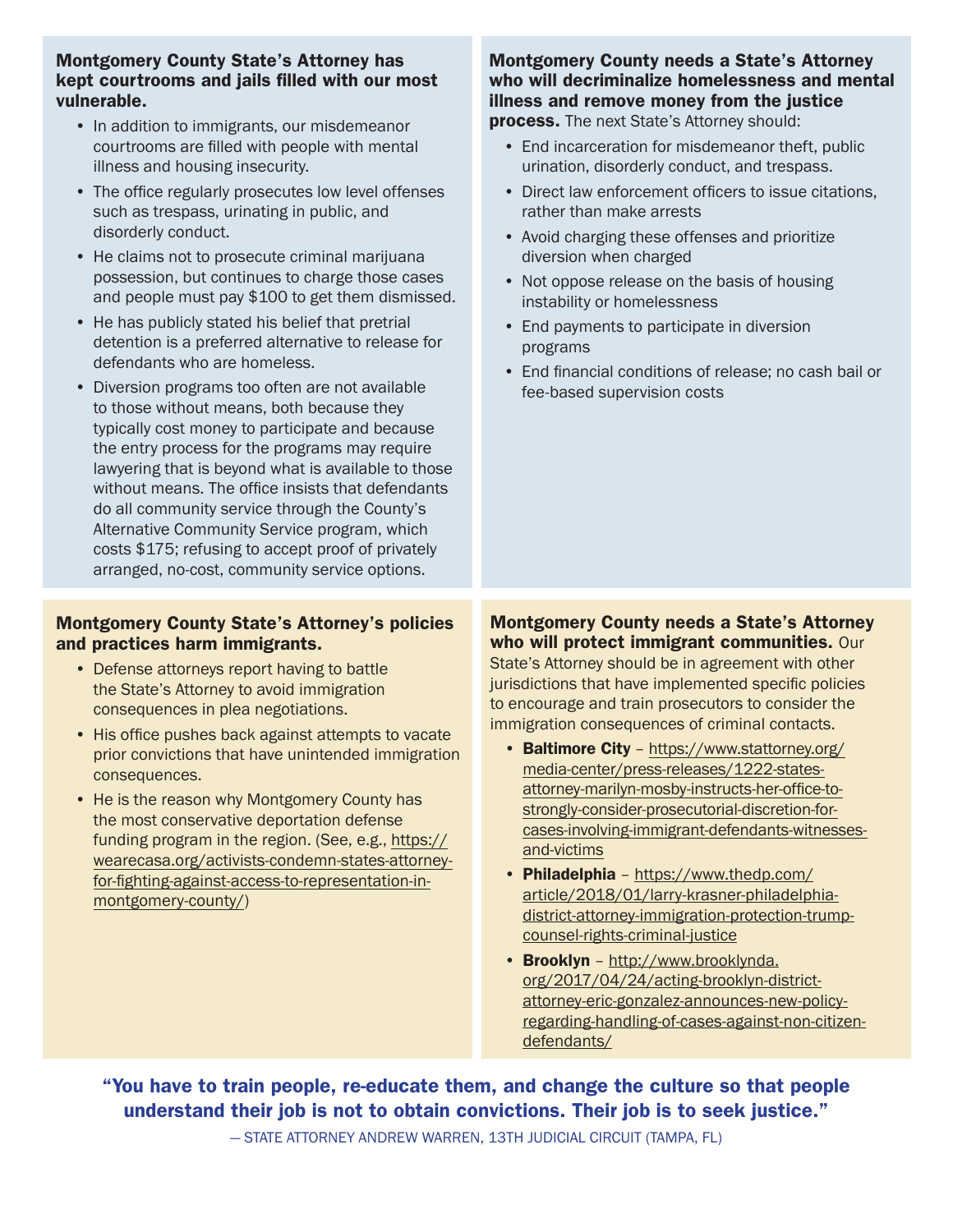**Montgomery County State's Attorney has kept courtrooms and jails filled with our most vulnerable.**

- In addition to immigrants, our misdemeanor courtrooms are filled with people with mental illness and housing insecurity.
- The office regularly prosecutes low level offenses such as trespass, urinating in public, and disorderly conduct.
- He claims not to prosecute criminal marijuana possession, but continues to charge those cases and people must pay $100 to get them dismissed.
- He has publicly stated his belief that pretrial detention is a preferred alternative to release for defendants who are homeless.
- Diversion programs too often are not available to those without means, both because they typically cost money to participate and because the entry process for the programs may require lawyering that is beyond what is available to those without means. The office insists that defendants do all community service through the County's Alternative Community Service program, which costs $175; refusing to accept proof of privately arranged, no-cost, community service options.

**Montgomery County needs a State's Attorney who will decriminalize homelessness and mental illness and remove money from the justice process.** The next State's Attorney should:

- End incarceration for misdemeanor theft, public urination, disorderly conduct, and trespass.
- Direct law enforcement officers to issue citations, rather than make arrests
- Avoid charging these offenses and prioritize diversion when charged
- Not oppose release on the basis of housing instability or homelessness
- End payments to participate in diversion programs
- End financial conditions of release; no cash bail or fee-based supervision costs

**Montgomery County State's Attorney's policies and practices harm immigrants.**

- Defense attorneys report having to battle the State's Attorney to avoid immigration consequences in plea negotiations.
- His office pushes back against attempts to vacate prior convictions that have unintended immigration consequences.
- He is the reason why Montgomery County has the most conservative deportation defense funding program in the region. (See, e.g., https://wearecasa.org/activists-condemn-states-attorney-for-fighting-against-access-to-representation-in-montgomery-county/)

**Montgomery County needs a State's Attorney who will protect immigrant communities.** Our State's Attorney should be in agreement with other jurisdictions that have implemented specific policies to encourage and train prosecutors to consider the immigration consequences of criminal contacts.

- **Baltimore City** – https://www.stattorney.org/media-center/press-releases/1222-states-attorney-marilyn-mosby-instructs-her-office-to-strongly-consider-prosecutorial-discretion-for-cases-involving-immigrant-defendants-witnesses-and-victims
- **Philadelphia** – https://www.thedp.com/article/2018/01/larry-krasner-philadelphia-district-attorney-immigration-protection-trump-counsel-rights-criminal-justice
- **Brooklyn** – http://www.brooklynda.org/2017/04/24/acting-brooklyn-district-attorney-eric-gonzalez-announces-new-policy-regarding-handling-of-cases-against-non-citizen-defendants/

**"You have to train people, re-educate them, and change the culture so that people understand their job is not to obtain convictions. Their job is to seek justice."**

— STATE ATTORNEY ANDREW WARREN, 13TH JUDICIAL CIRCUIT (TAMPA, FL)